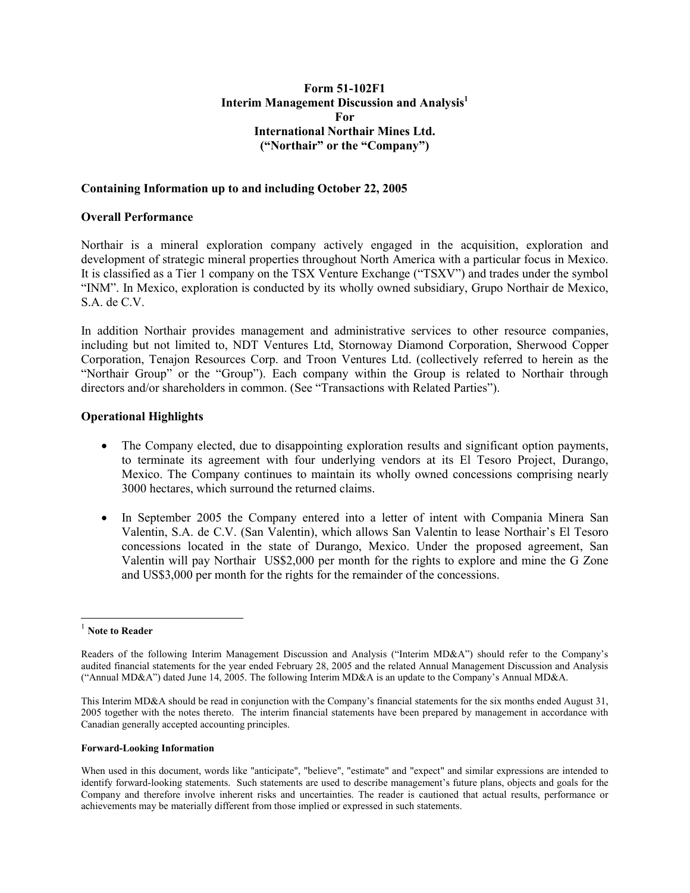**Form 51-102F1**
**Interim Management Discussion and Analysis[1]**
**For**
**International Northair Mines Ltd.**
**("Northair" or the "Company")**

### Containing Information up to and including October 22, 2005

### Overall Performance

Northair is a mineral exploration company actively engaged in the acquisition, exploration and development of strategic mineral properties throughout North America with a particular focus in Mexico. It is classified as a Tier 1 company on the TSX Venture Exchange ("TSXV") and trades under the symbol "INM". In Mexico, exploration is conducted by its wholly owned subsidiary, Grupo Northair de Mexico, S.A. de C.V.

In addition Northair provides management and administrative services to other resource companies, including but not limited to, NDT Ventures Ltd, Stornoway Diamond Corporation, Sherwood Copper Corporation, Tenajon Resources Corp. and Troon Ventures Ltd. (collectively referred to herein as the "Northair Group" or the "Group"). Each company within the Group is related to Northair through directors and/or shareholders in common. (See "Transactions with Related Parties").

### Operational Highlights

- The Company elected, due to disappointing exploration results and significant option payments, to terminate its agreement with four underlying vendors at its El Tesoro Project, Durango, Mexico. The Company continues to maintain its wholly owned concessions comprising nearly 3000 hectares, which surround the returned claims.
- In September 2005 the Company entered into a letter of intent with Compania Minera San Valentin, S.A. de C.V. (San Valentin), which allows San Valentin to lease Northair's El Tesoro concessions located in the state of Durango, Mexico. Under the proposed agreement, San Valentin will pay Northair US$2,000 per month for the rights to explore and mine the G Zone and US$3,000 per month for the rights for the remainder of the concessions.

---

[1] **Note to Reader**

Readers of the following Interim Management Discussion and Analysis ("Interim MD&A") should refer to the Company's audited financial statements for the year ended February 28, 2005 and the related Annual Management Discussion and Analysis ("Annual MD&A") dated June 14, 2005. The following Interim MD&A is an update to the Company's Annual MD&A.

This Interim MD&A should be read in conjunction with the Company's financial statements for the six months ended August 31, 2005 together with the notes thereto. The interim financial statements have been prepared by management in accordance with Canadian generally accepted accounting principles.

**Forward-Looking Information**

When used in this document, words like "anticipate", "believe", "estimate" and "expect" and similar expressions are intended to identify forward-looking statements. Such statements are used to describe management's future plans, objects and goals for the Company and therefore involve inherent risks and uncertainties. The reader is cautioned that actual results, performance or achievements may be materially different from those implied or expressed in such statements.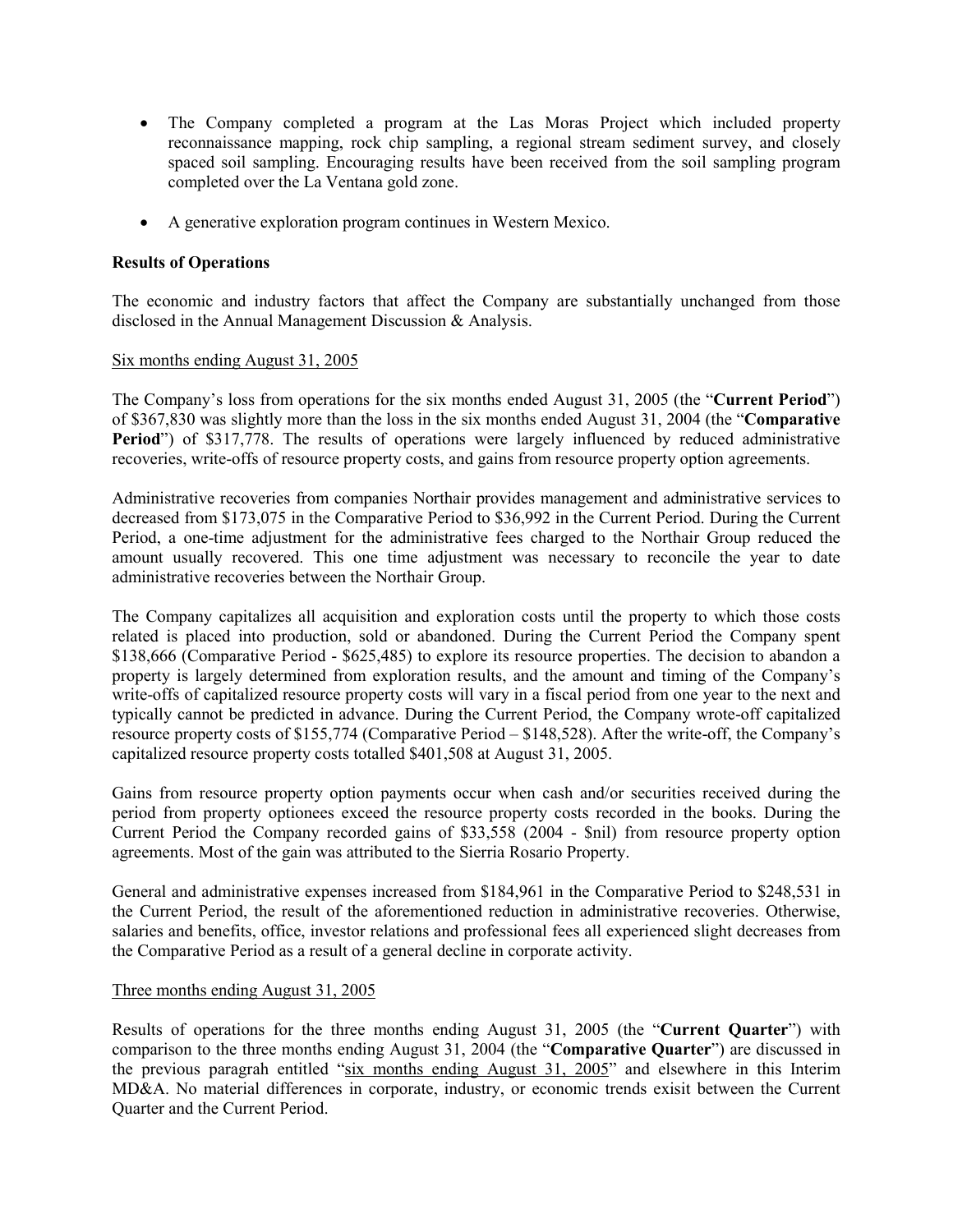- The Company completed a program at the Las Moras Project which included property reconnaissance mapping, rock chip sampling, a regional stream sediment survey, and closely spaced soil sampling. Encouraging results have been received from the soil sampling program completed over the La Ventana gold zone.
- A generative exploration program continues in Western Mexico.

**Results of Operations**

The economic and industry factors that affect the Company are substantially unchanged from those disclosed in the Annual Management Discussion & Analysis.

Six months ending August 31, 2005

The Company's loss from operations for the six months ended August 31, 2005 (the "**Current Period**") of $367,830 was slightly more than the loss in the six months ended August 31, 2004 (the "**Comparative Period**") of $317,778. The results of operations were largely influenced by reduced administrative recoveries, write-offs of resource property costs, and gains from resource property option agreements.

Administrative recoveries from companies Northair provides management and administrative services to decreased from $173,075 in the Comparative Period to $36,992 in the Current Period. During the Current Period, a one-time adjustment for the administrative fees charged to the Northair Group reduced the amount usually recovered. This one time adjustment was necessary to reconcile the year to date administrative recoveries between the Northair Group.

The Company capitalizes all acquisition and exploration costs until the property to which those costs related is placed into production, sold or abandoned. During the Current Period the Company spent $138,666 (Comparative Period - $625,485) to explore its resource properties. The decision to abandon a property is largely determined from exploration results, and the amount and timing of the Company's write-offs of capitalized resource property costs will vary in a fiscal period from one year to the next and typically cannot be predicted in advance. During the Current Period, the Company wrote-off capitalized resource property costs of $155,774 (Comparative Period – $148,528). After the write-off, the Company's capitalized resource property costs totalled $401,508 at August 31, 2005.

Gains from resource property option payments occur when cash and/or securities received during the period from property optionees exceed the resource property costs recorded in the books. During the Current Period the Company recorded gains of $33,558 (2004 - $nil) from resource property option agreements. Most of the gain was attributed to the Sierria Rosario Property.

General and administrative expenses increased from $184,961 in the Comparative Period to $248,531 in the Current Period, the result of the aforementioned reduction in administrative recoveries. Otherwise, salaries and benefits, office, investor relations and professional fees all experienced slight decreases from the Comparative Period as a result of a general decline in corporate activity.

Three months ending August 31, 2005

Results of operations for the three months ending August 31, 2005 (the "**Current Quarter**") with comparison to the three months ending August 31, 2004 (the "**Comparative Quarter**") are discussed in the previous paragrah entitled "six months ending August 31, 2005" and elsewhere in this Interim MD&A. No material differences in corporate, industry, or economic trends exisit between the Current Quarter and the Current Period.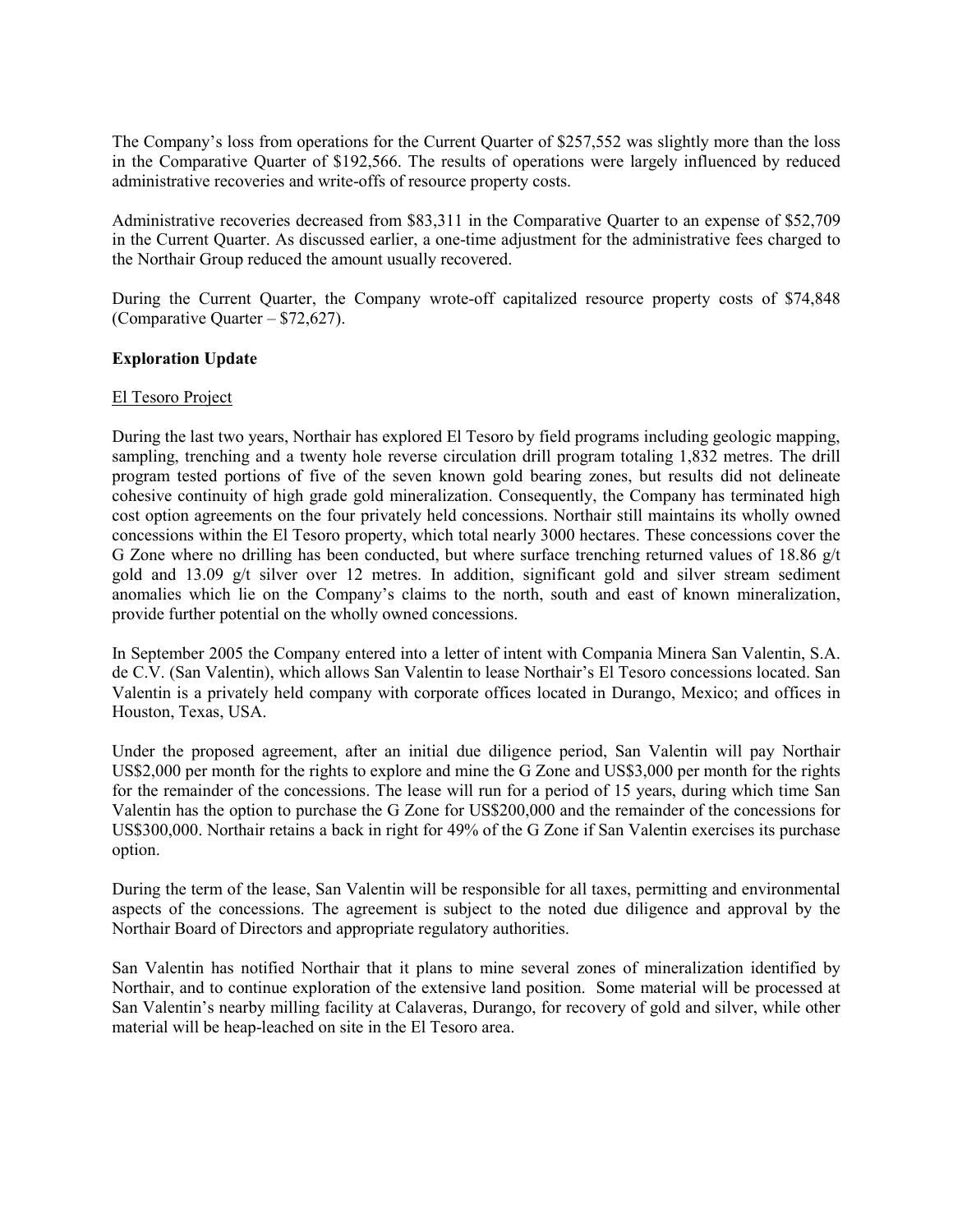The Company's loss from operations for the Current Quarter of $257,552 was slightly more than the loss in the Comparative Quarter of $192,566. The results of operations were largely influenced by reduced administrative recoveries and write-offs of resource property costs.

Administrative recoveries decreased from $83,311 in the Comparative Quarter to an expense of $52,709 in the Current Quarter. As discussed earlier, a one-time adjustment for the administrative fees charged to the Northair Group reduced the amount usually recovered.

During the Current Quarter, the Company wrote-off capitalized resource property costs of $74,848 (Comparative Quarter – $72,627).

**Exploration Update**

El Tesoro Project

During the last two years, Northair has explored El Tesoro by field programs including geologic mapping, sampling, trenching and a twenty hole reverse circulation drill program totaling 1,832 metres. The drill program tested portions of five of the seven known gold bearing zones, but results did not delineate cohesive continuity of high grade gold mineralization. Consequently, the Company has terminated high cost option agreements on the four privately held concessions. Northair still maintains its wholly owned concessions within the El Tesoro property, which total nearly 3000 hectares. These concessions cover the G Zone where no drilling has been conducted, but where surface trenching returned values of 18.86 g/t gold and 13.09 g/t silver over 12 metres. In addition, significant gold and silver stream sediment anomalies which lie on the Company's claims to the north, south and east of known mineralization, provide further potential on the wholly owned concessions.

In September 2005 the Company entered into a letter of intent with Compania Minera San Valentin, S.A. de C.V. (San Valentin), which allows San Valentin to lease Northair's El Tesoro concessions located. San Valentin is a privately held company with corporate offices located in Durango, Mexico; and offices in Houston, Texas, USA.

Under the proposed agreement, after an initial due diligence period, San Valentin will pay Northair US$2,000 per month for the rights to explore and mine the G Zone and US$3,000 per month for the rights for the remainder of the concessions. The lease will run for a period of 15 years, during which time San Valentin has the option to purchase the G Zone for US$200,000 and the remainder of the concessions for US$300,000. Northair retains a back in right for 49% of the G Zone if San Valentin exercises its purchase option.

During the term of the lease, San Valentin will be responsible for all taxes, permitting and environmental aspects of the concessions. The agreement is subject to the noted due diligence and approval by the Northair Board of Directors and appropriate regulatory authorities.

San Valentin has notified Northair that it plans to mine several zones of mineralization identified by Northair, and to continue exploration of the extensive land position. Some material will be processed at San Valentin's nearby milling facility at Calaveras, Durango, for recovery of gold and silver, while other material will be heap-leached on site in the El Tesoro area.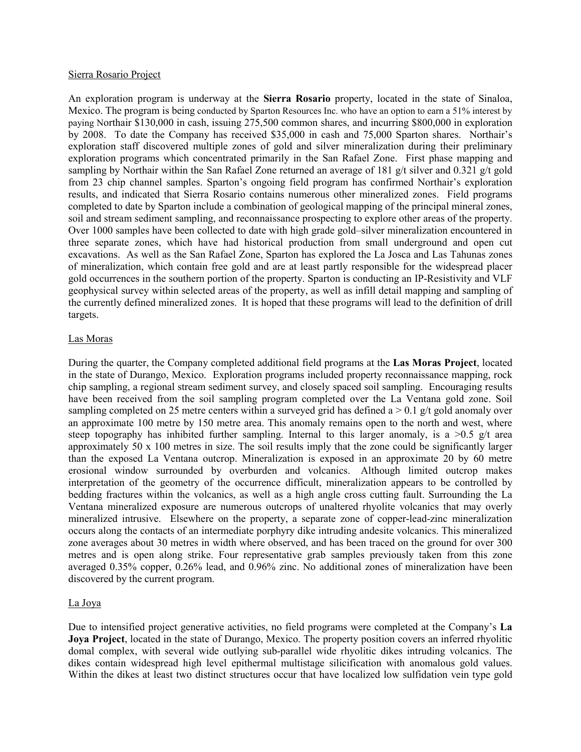Sierra Rosario Project

An exploration program is underway at the **Sierra Rosario** property, located in the state of Sinaloa, Mexico. The program is being conducted by Sparton Resources Inc. who have an option to earn a 51% interest by paying Northair $130,000 in cash, issuing 275,500 common shares, and incurring $800,000 in exploration by 2008. To date the Company has received $35,000 in cash and 75,000 Sparton shares. Northair's exploration staff discovered multiple zones of gold and silver mineralization during their preliminary exploration programs which concentrated primarily in the San Rafael Zone. First phase mapping and sampling by Northair within the San Rafael Zone returned an average of 181 g/t silver and 0.321 g/t gold from 23 chip channel samples. Sparton's ongoing field program has confirmed Northair's exploration results, and indicated that Sierra Rosario contains numerous other mineralized zones. Field programs completed to date by Sparton include a combination of geological mapping of the principal mineral zones, soil and stream sediment sampling, and reconnaissance prospecting to explore other areas of the property. Over 1000 samples have been collected to date with high grade gold–silver mineralization encountered in three separate zones, which have had historical production from small underground and open cut excavations. As well as the San Rafael Zone, Sparton has explored the La Josca and Las Tahunas zones of mineralization, which contain free gold and are at least partly responsible for the widespread placer gold occurrences in the southern portion of the property. Sparton is conducting an IP-Resistivity and VLF geophysical survey within selected areas of the property, as well as infill detail mapping and sampling of the currently defined mineralized zones. It is hoped that these programs will lead to the definition of drill targets.

Las Moras

During the quarter, the Company completed additional field programs at the **Las Moras Project**, located in the state of Durango, Mexico. Exploration programs included property reconnaissance mapping, rock chip sampling, a regional stream sediment survey, and closely spaced soil sampling. Encouraging results have been received from the soil sampling program completed over the La Ventana gold zone. Soil sampling completed on 25 metre centers within a surveyed grid has defined a > 0.1 g/t gold anomaly over an approximate 100 metre by 150 metre area. This anomaly remains open to the north and west, where steep topography has inhibited further sampling. Internal to this larger anomaly, is a >0.5 g/t area approximately 50 x 100 metres in size. The soil results imply that the zone could be significantly larger than the exposed La Ventana outcrop. Mineralization is exposed in an approximate 20 by 60 metre erosional window surrounded by overburden and volcanics. Although limited outcrop makes interpretation of the geometry of the occurrence difficult, mineralization appears to be controlled by bedding fractures within the volcanics, as well as a high angle cross cutting fault. Surrounding the La Ventana mineralized exposure are numerous outcrops of unaltered rhyolite volcanics that may overly mineralized intrusive. Elsewhere on the property, a separate zone of copper-lead-zinc mineralization occurs along the contacts of an intermediate porphyry dike intruding andesite volcanics. This mineralized zone averages about 30 metres in width where observed, and has been traced on the ground for over 300 metres and is open along strike. Four representative grab samples previously taken from this zone averaged 0.35% copper, 0.26% lead, and 0.96% zinc. No additional zones of mineralization have been discovered by the current program.

La Joya

Due to intensified project generative activities, no field programs were completed at the Company's **La Joya Project**, located in the state of Durango, Mexico. The property position covers an inferred rhyolitic domal complex, with several wide outlying sub-parallel wide rhyolitic dikes intruding volcanics. The dikes contain widespread high level epithermal multistage silicification with anomalous gold values. Within the dikes at least two distinct structures occur that have localized low sulfidation vein type gold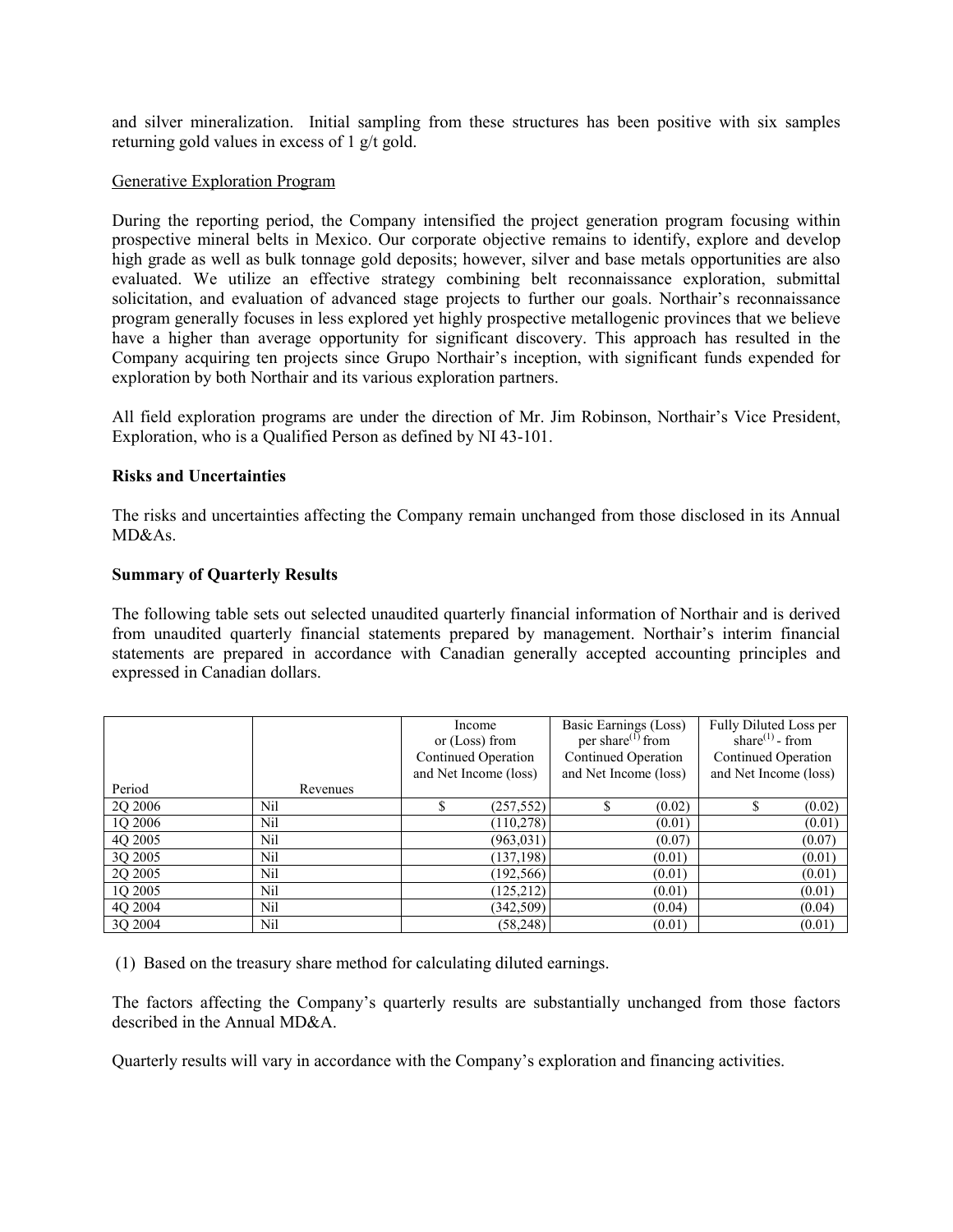and silver mineralization. Initial sampling from these structures has been positive with six samples returning gold values in excess of 1 g/t gold.

Generative Exploration Program

During the reporting period, the Company intensified the project generation program focusing within prospective mineral belts in Mexico. Our corporate objective remains to identify, explore and develop high grade as well as bulk tonnage gold deposits; however, silver and base metals opportunities are also evaluated. We utilize an effective strategy combining belt reconnaissance exploration, submittal solicitation, and evaluation of advanced stage projects to further our goals. Northair's reconnaissance program generally focuses in less explored yet highly prospective metallogenic provinces that we believe have a higher than average opportunity for significant discovery. This approach has resulted in the Company acquiring ten projects since Grupo Northair's inception, with significant funds expended for exploration by both Northair and its various exploration partners.

All field exploration programs are under the direction of Mr. Jim Robinson, Northair's Vice President, Exploration, who is a Qualified Person as defined by NI 43-101.

**Risks and Uncertainties**

The risks and uncertainties affecting the Company remain unchanged from those disclosed in its Annual MD&As.

**Summary of Quarterly Results**

The following table sets out selected unaudited quarterly financial information of Northair and is derived from unaudited quarterly financial statements prepared by management. Northair's interim financial statements are prepared in accordance with Canadian generally accepted accounting principles and expressed in Canadian dollars.

| Period | Revenues | Income or (Loss) from Continued Operation and Net Income (loss) | Basic Earnings (Loss) per share(1) from Continued Operation and Net Income (loss) | Fully Diluted Loss per share(1) - from Continued Operation and Net Income (loss) |
|---|---|---|---|---|
| 2Q 2006 | Nil | $ (257,552) | $ (0.02) | $ (0.02) |
| 1Q 2006 | Nil | (110,278) | (0.01) | (0.01) |
| 4Q 2005 | Nil | (963,031) | (0.07) | (0.07) |
| 3Q 2005 | Nil | (137,198) | (0.01) | (0.01) |
| 2Q 2005 | Nil | (192,566) | (0.01) | (0.01) |
| 1Q 2005 | Nil | (125,212) | (0.01) | (0.01) |
| 4Q 2004 | Nil | (342,509) | (0.04) | (0.04) |
| 3Q 2004 | Nil | (58,248) | (0.01) | (0.01) |

(1) Based on the treasury share method for calculating diluted earnings.

The factors affecting the Company's quarterly results are substantially unchanged from those factors described in the Annual MD&A.

Quarterly results will vary in accordance with the Company's exploration and financing activities.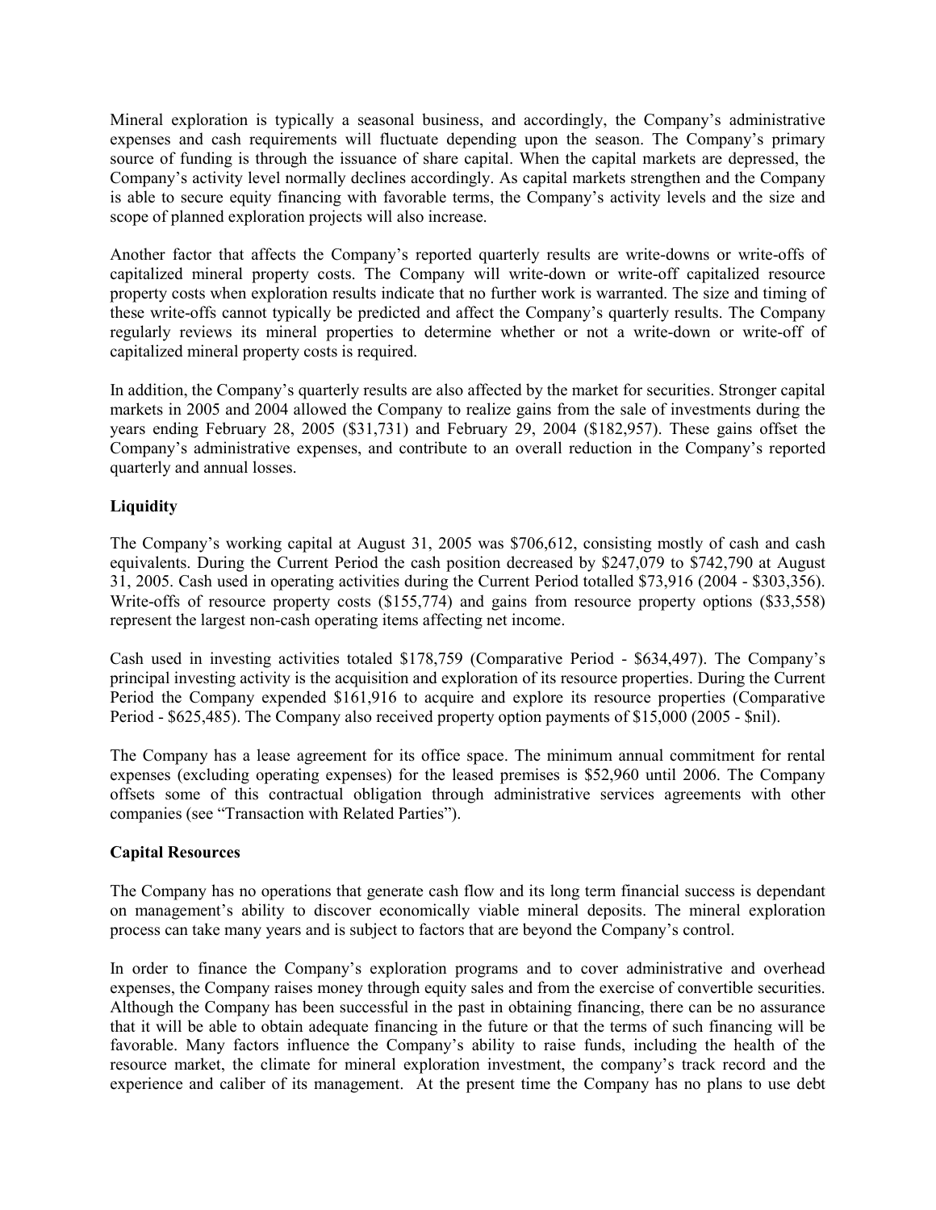Mineral exploration is typically a seasonal business, and accordingly, the Company's administrative expenses and cash requirements will fluctuate depending upon the season. The Company's primary source of funding is through the issuance of share capital. When the capital markets are depressed, the Company's activity level normally declines accordingly. As capital markets strengthen and the Company is able to secure equity financing with favorable terms, the Company's activity levels and the size and scope of planned exploration projects will also increase.

Another factor that affects the Company's reported quarterly results are write-downs or write-offs of capitalized mineral property costs. The Company will write-down or write-off capitalized resource property costs when exploration results indicate that no further work is warranted. The size and timing of these write-offs cannot typically be predicted and affect the Company's quarterly results. The Company regularly reviews its mineral properties to determine whether or not a write-down or write-off of capitalized mineral property costs is required.

In addition, the Company's quarterly results are also affected by the market for securities. Stronger capital markets in 2005 and 2004 allowed the Company to realize gains from the sale of investments during the years ending February 28, 2005 ($31,731) and February 29, 2004 ($182,957). These gains offset the Company's administrative expenses, and contribute to an overall reduction in the Company's reported quarterly and annual losses.

**Liquidity**

The Company's working capital at August 31, 2005 was $706,612, consisting mostly of cash and cash equivalents. During the Current Period the cash position decreased by $247,079 to $742,790 at August 31, 2005. Cash used in operating activities during the Current Period totalled $73,916 (2004 - $303,356). Write-offs of resource property costs ($155,774) and gains from resource property options ($33,558) represent the largest non-cash operating items affecting net income.

Cash used in investing activities totaled $178,759 (Comparative Period - $634,497). The Company's principal investing activity is the acquisition and exploration of its resource properties. During the Current Period the Company expended $161,916 to acquire and explore its resource properties (Comparative Period - $625,485). The Company also received property option payments of $15,000 (2005 - $nil).

The Company has a lease agreement for its office space. The minimum annual commitment for rental expenses (excluding operating expenses) for the leased premises is $52,960 until 2006. The Company offsets some of this contractual obligation through administrative services agreements with other companies (see "Transaction with Related Parties").

**Capital Resources**

The Company has no operations that generate cash flow and its long term financial success is dependant on management's ability to discover economically viable mineral deposits. The mineral exploration process can take many years and is subject to factors that are beyond the Company's control.

In order to finance the Company's exploration programs and to cover administrative and overhead expenses, the Company raises money through equity sales and from the exercise of convertible securities. Although the Company has been successful in the past in obtaining financing, there can be no assurance that it will be able to obtain adequate financing in the future or that the terms of such financing will be favorable. Many factors influence the Company's ability to raise funds, including the health of the resource market, the climate for mineral exploration investment, the company's track record and the experience and caliber of its management. At the present time the Company has no plans to use debt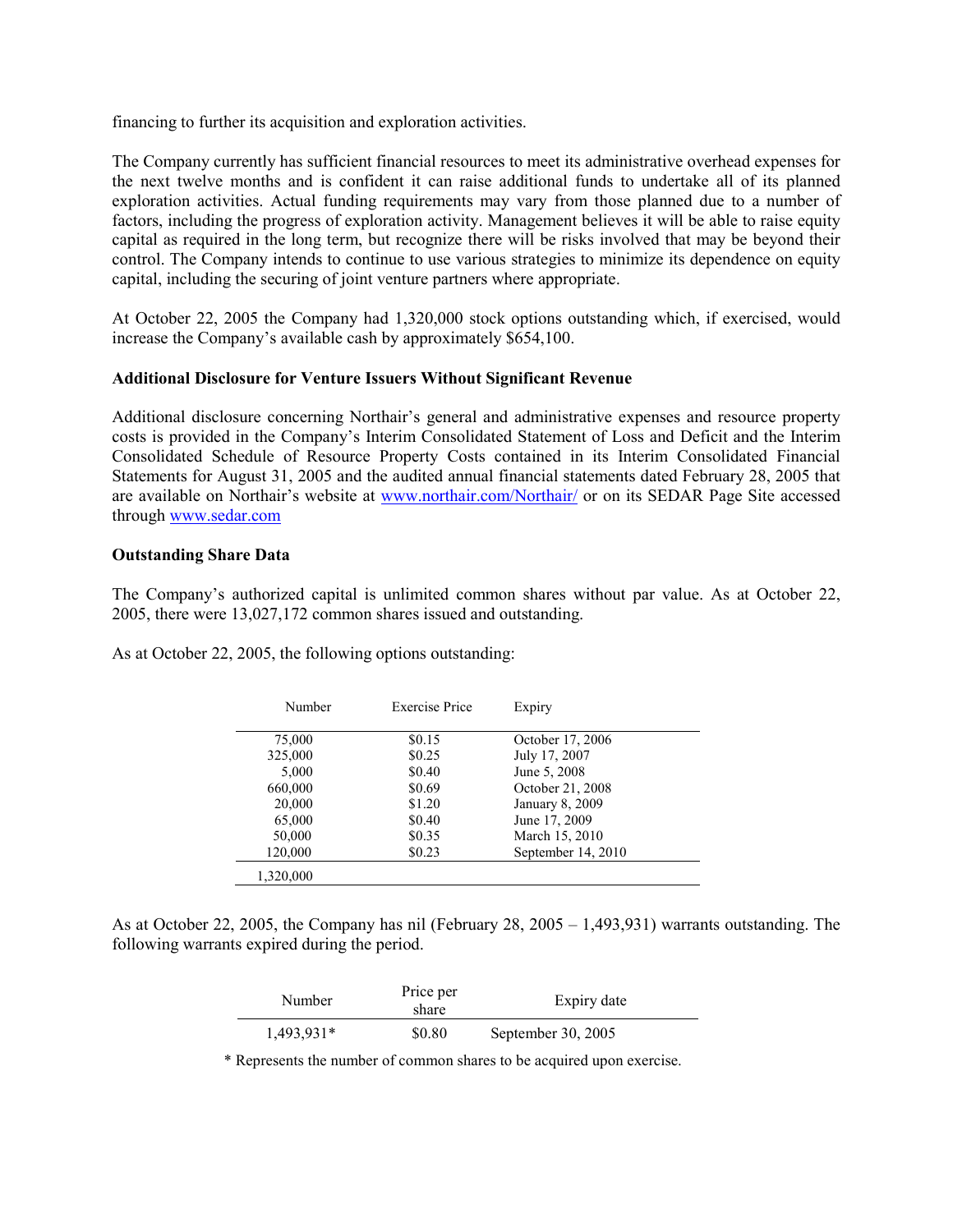financing to further its acquisition and exploration activities.

The Company currently has sufficient financial resources to meet its administrative overhead expenses for the next twelve months and is confident it can raise additional funds to undertake all of its planned exploration activities. Actual funding requirements may vary from those planned due to a number of factors, including the progress of exploration activity. Management believes it will be able to raise equity capital as required in the long term, but recognize there will be risks involved that may be beyond their control. The Company intends to continue to use various strategies to minimize its dependence on equity capital, including the securing of joint venture partners where appropriate.

At October 22, 2005 the Company had 1,320,000 stock options outstanding which, if exercised, would increase the Company's available cash by approximately $654,100.

**Additional Disclosure for Venture Issuers Without Significant Revenue**

Additional disclosure concerning Northair's general and administrative expenses and resource property costs is provided in the Company's Interim Consolidated Statement of Loss and Deficit and the Interim Consolidated Schedule of Resource Property Costs contained in its Interim Consolidated Financial Statements for August 31, 2005 and the audited annual financial statements dated February 28, 2005 that are available on Northair's website at www.northair.com/Northair/ or on its SEDAR Page Site accessed through www.sedar.com

**Outstanding Share Data**

The Company's authorized capital is unlimited common shares without par value. As at October 22, 2005, there were 13,027,172 common shares issued and outstanding.

As at October 22, 2005, the following options outstanding:

| Number | Exercise Price | Expiry |
|---|---|---|
| 75,000 | $0.15 | October 17, 2006 |
| 325,000 | $0.25 | July 17, 2007 |
| 5,000 | $0.40 | June 5, 2008 |
| 660,000 | $0.69 | October 21, 2008 |
| 20,000 | $1.20 | January 8, 2009 |
| 65,000 | $0.40 | June 17, 2009 |
| 50,000 | $0.35 | March 15, 2010 |
| 120,000 | $0.23 | September 14, 2010 |
| 1,320,000 | | |

As at October 22, 2005, the Company has nil (February 28, 2005 – 1,493,931) warrants outstanding. The following warrants expired during the period.

| Number | Price per share | Expiry date |
|---|---|---|
| 1,493,931* | $0.80 | September 30, 2005 |

\* Represents the number of common shares to be acquired upon exercise.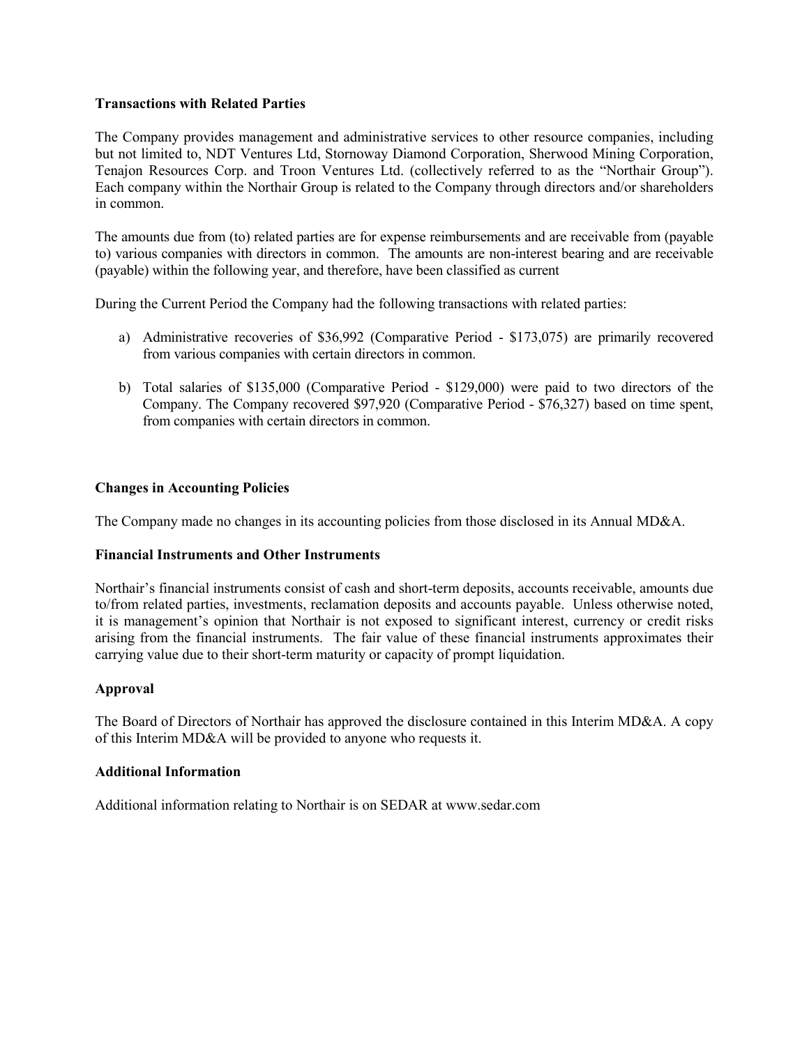**Transactions with Related Parties**

The Company provides management and administrative services to other resource companies, including but not limited to, NDT Ventures Ltd, Stornoway Diamond Corporation, Sherwood Mining Corporation, Tenajon Resources Corp. and Troon Ventures Ltd. (collectively referred to as the "Northair Group"). Each company within the Northair Group is related to the Company through directors and/or shareholders in common.

The amounts due from (to) related parties are for expense reimbursements and are receivable from (payable to) various companies with directors in common. The amounts are non-interest bearing and are receivable (payable) within the following year, and therefore, have been classified as current

During the Current Period the Company had the following transactions with related parties:

a) Administrative recoveries of $36,992 (Comparative Period - $173,075) are primarily recovered from various companies with certain directors in common.

b) Total salaries of $135,000 (Comparative Period - $129,000) were paid to two directors of the Company. The Company recovered $97,920 (Comparative Period - $76,327) based on time spent, from companies with certain directors in common.

**Changes in Accounting Policies**

The Company made no changes in its accounting policies from those disclosed in its Annual MD&A.

**Financial Instruments and Other Instruments**

Northair's financial instruments consist of cash and short-term deposits, accounts receivable, amounts due to/from related parties, investments, reclamation deposits and accounts payable. Unless otherwise noted, it is management's opinion that Northair is not exposed to significant interest, currency or credit risks arising from the financial instruments. The fair value of these financial instruments approximates their carrying value due to their short-term maturity or capacity of prompt liquidation.

**Approval**

The Board of Directors of Northair has approved the disclosure contained in this Interim MD&A. A copy of this Interim MD&A will be provided to anyone who requests it.

**Additional Information**

Additional information relating to Northair is on SEDAR at www.sedar.com